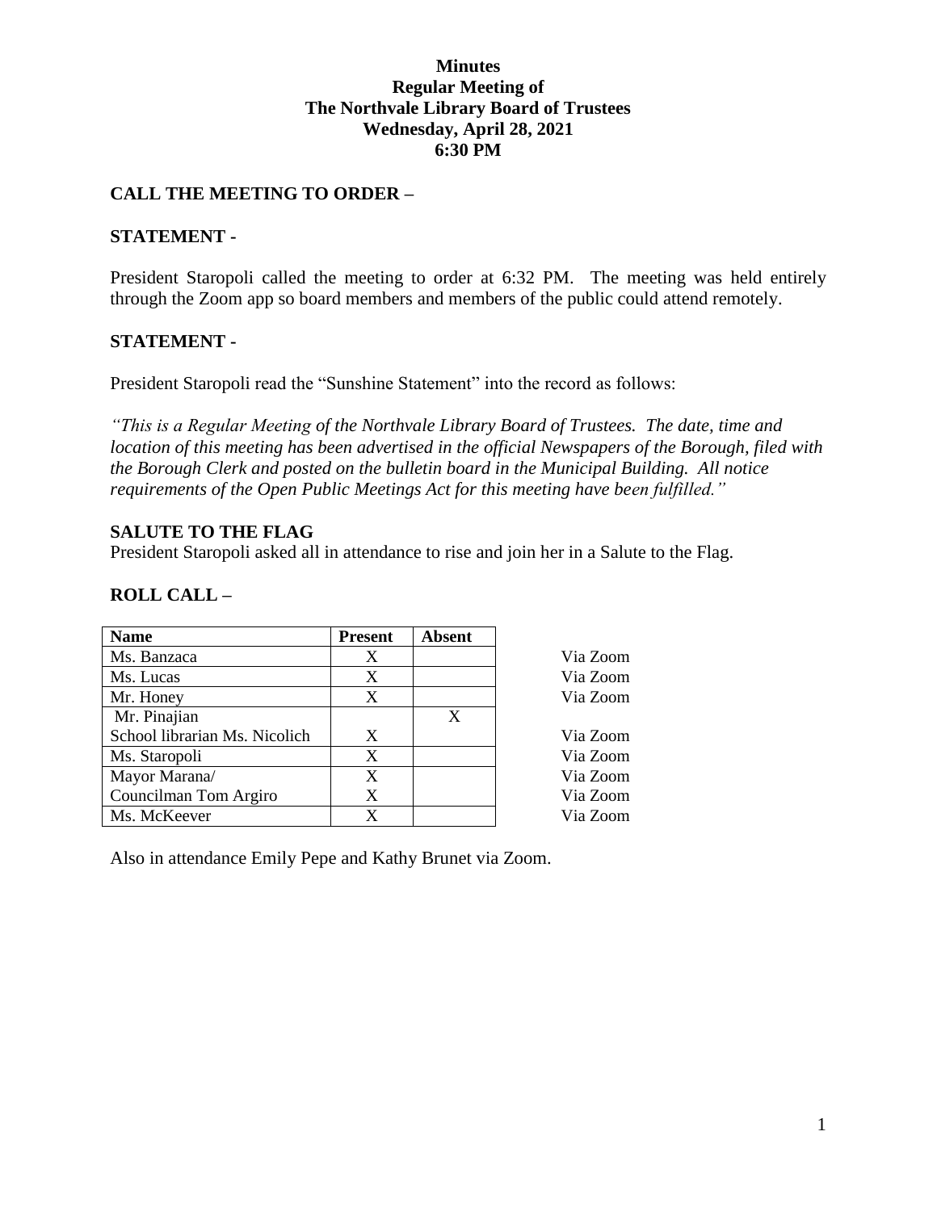**Minutes**
**Regular Meeting of**
**The Northvale Library Board of Trustees**
**Wednesday, April 28, 2021**
**6:30 PM**

## CALL THE MEETING TO ORDER –

## STATEMENT -

President Staropoli called the meeting to order at 6:32 PM. The meeting was held entirely through the Zoom app so board members and members of the public could attend remotely.

## STATEMENT -

President Staropoli read the "Sunshine Statement" into the record as follows:

*"This is a Regular Meeting of the Northvale Library Board of Trustees. The date, time and location of this meeting has been advertised in the official Newspapers of the Borough, filed with the Borough Clerk and posted on the bulletin board in the Municipal Building. All notice requirements of the Open Public Meetings Act for this meeting have been fulfilled."*

## SALUTE TO THE FLAG

President Staropoli asked all in attendance to rise and join her in a Salute to the Flag.

## ROLL CALL –

| Name | Present | Absent | |
|---|---|---|---|
| Ms. Banzaca | X | | Via Zoom |
| Ms. Lucas | X | | Via Zoom |
| Mr. Honey | X | | Via Zoom |
| Mr. Pinajian | | X | |
| School librarian Ms. Nicolich | X | | Via Zoom |
| Ms. Staropoli | X | | Via Zoom |
| Mayor Marana/ | X | | Via Zoom |
| Councilman Tom Argiro | X | | Via Zoom |
| Ms. McKeever | X | | Via Zoom |

Also in attendance Emily Pepe and Kathy Brunet via Zoom.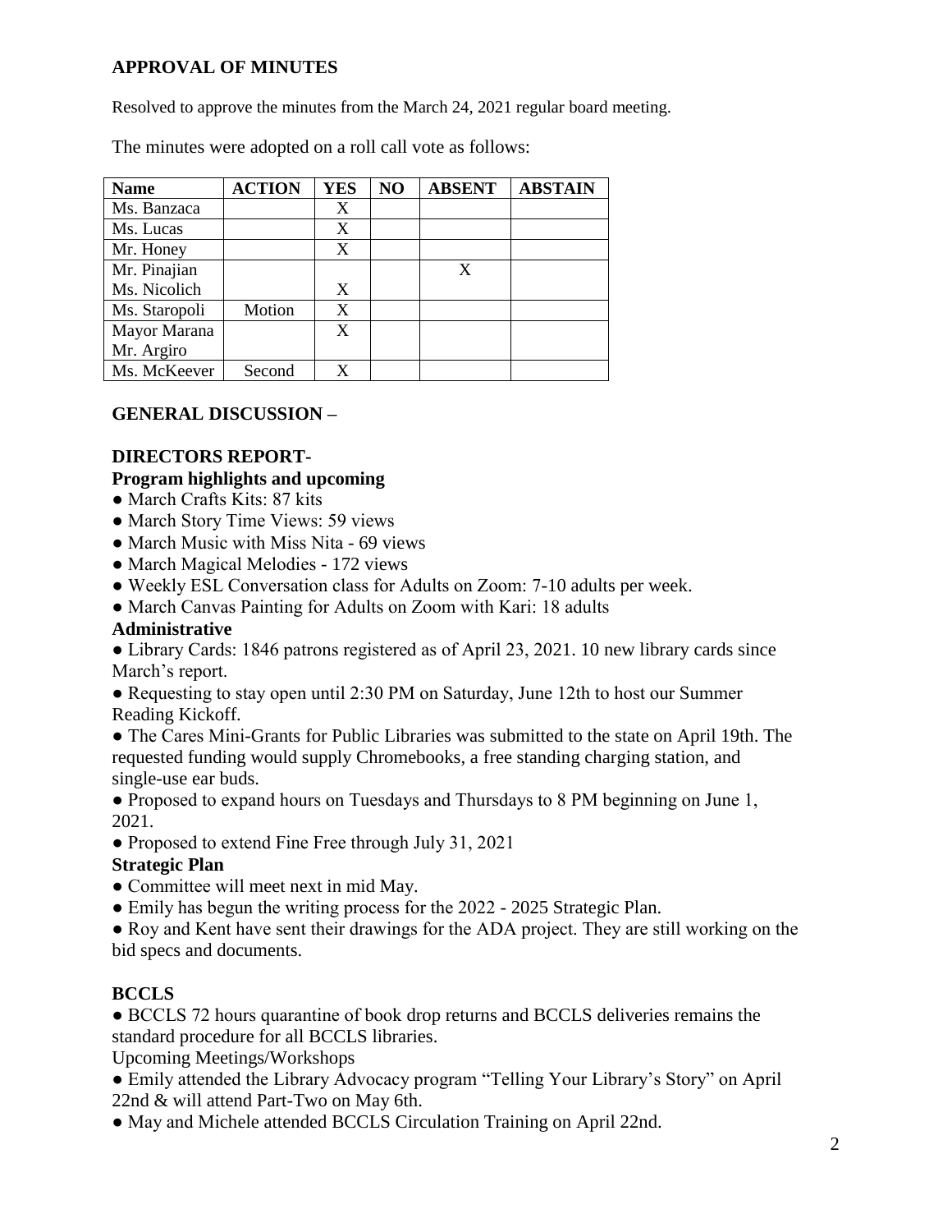## APPROVAL OF MINUTES

Resolved to approve the minutes from the March 24, 2021 regular board meeting.

The minutes were adopted on a roll call vote as follows:

| Name | ACTION | YES | NO | ABSENT | ABSTAIN |
|---|---|---|---|---|---|
| Ms. Banzaca | | X | | | |
| Ms. Lucas | | X | | | |
| Mr. Honey | | X | | | |
| Mr. Pinajian | | | | X | |
| Ms. Nicolich | | X | | | |
| Ms. Staropoli | Motion | X | | | |
| Mayor Marana | | X | | | |
| Mr. Argiro | | | | | |
| Ms. McKeever | Second | X | | | |

## GENERAL DISCUSSION –

## DIRECTORS REPORT-

### Program highlights and upcoming

- March Crafts Kits: 87 kits
- March Story Time Views: 59 views
- March Music with Miss Nita - 69 views
- March Magical Melodies - 172 views
- Weekly ESL Conversation class for Adults on Zoom: 7-10 adults per week.
- March Canvas Painting for Adults on Zoom with Kari: 18 adults

### Administrative

- Library Cards: 1846 patrons registered as of April 23, 2021. 10 new library cards since March's report.
- Requesting to stay open until 2:30 PM on Saturday, June 12th to host our Summer Reading Kickoff.
- The Cares Mini-Grants for Public Libraries was submitted to the state on April 19th. The requested funding would supply Chromebooks, a free standing charging station, and single-use ear buds.
- Proposed to expand hours on Tuesdays and Thursdays to 8 PM beginning on June 1, 2021.
- Proposed to extend Fine Free through July 31, 2021

### Strategic Plan

- Committee will meet next in mid May.
- Emily has begun the writing process for the 2022 - 2025 Strategic Plan.
- Roy and Kent have sent their drawings for the ADA project. They are still working on the bid specs and documents.

## BCCLS

- BCCLS 72 hours quarantine of book drop returns and BCCLS deliveries remains the standard procedure for all BCCLS libraries.

Upcoming Meetings/Workshops

- Emily attended the Library Advocacy program "Telling Your Library's Story" on April 22nd & will attend Part-Two on May 6th.
- May and Michele attended BCCLS Circulation Training on April 22nd.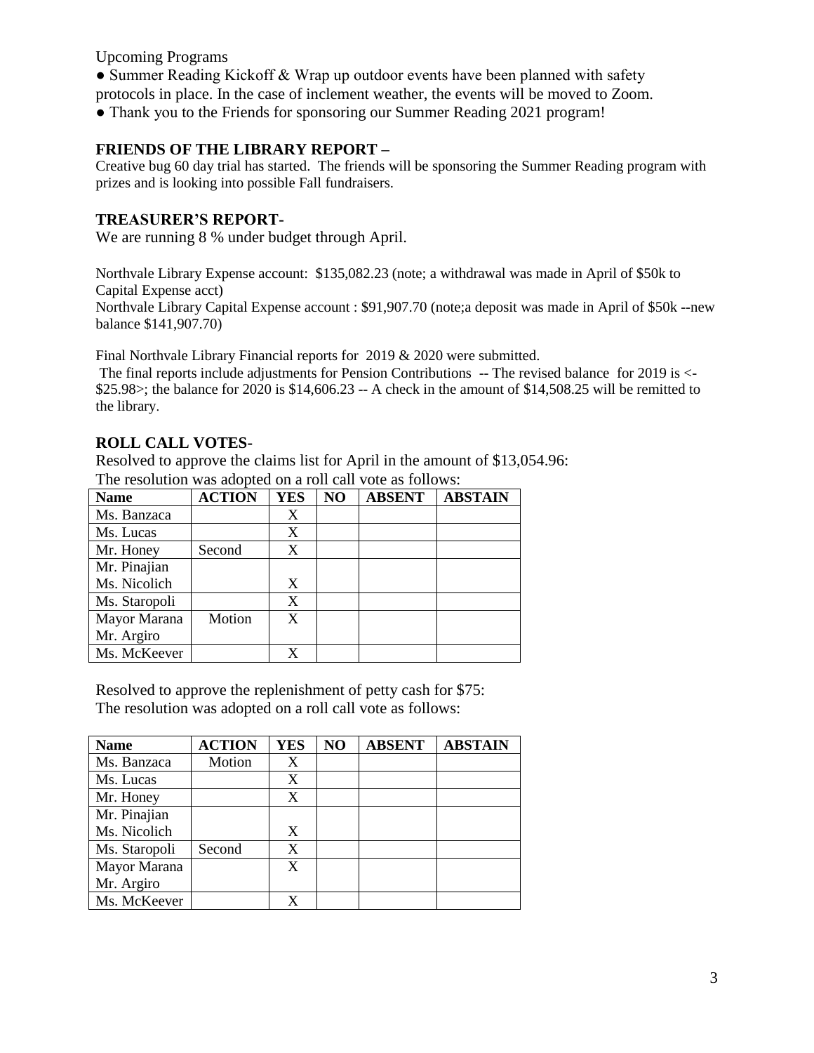Upcoming Programs

- Summer Reading Kickoff & Wrap up outdoor events have been planned with safety protocols in place. In the case of inclement weather, the events will be moved to Zoom.
- Thank you to the Friends for sponsoring our Summer Reading 2021 program!

**FRIENDS OF THE LIBRARY REPORT –**

Creative bug 60 day trial has started. The friends will be sponsoring the Summer Reading program with prizes and is looking into possible Fall fundraisers.

**TREASURER'S REPORT-**

We are running 8 % under budget through April.

Northvale Library Expense account: $135,082.23 (note; a withdrawal was made in April of $50k to Capital Expense acct)

Northvale Library Capital Expense account : $91,907.70 (note;a deposit was made in April of $50k --new balance $141,907.70)

Final Northvale Library Financial reports for 2019 & 2020 were submitted.

The final reports include adjustments for Pension Contributions -- The revised balance for 2019 is <-$25.98>; the balance for 2020 is $14,606.23 -- A check in the amount of $14,508.25 will be remitted to the library.

**ROLL CALL VOTES-**

Resolved to approve the claims list for April in the amount of $13,054.96:

The resolution was adopted on a roll call vote as follows:

| Name | ACTION | YES | NO | ABSENT | ABSTAIN |
|---|---|---|---|---|---|
| Ms. Banzaca | | X | | | |
| Ms. Lucas | | X | | | |
| Mr. Honey | Second | X | | | |
| Mr. Pinajian | | | | | |
| Ms. Nicolich | | X | | | |
| Ms. Staropoli | | X | | | |
| Mayor Marana | Motion | X | | | |
| Mr. Argiro | | | | | |
| Ms. McKeever | | X | | | |

Resolved to approve the replenishment of petty cash for $75:

The resolution was adopted on a roll call vote as follows:

| Name | ACTION | YES | NO | ABSENT | ABSTAIN |
|---|---|---|---|---|---|
| Ms. Banzaca | Motion | X | | | |
| Ms. Lucas | | X | | | |
| Mr. Honey | | X | | | |
| Mr. Pinajian | | | | | |
| Ms. Nicolich | | X | | | |
| Ms. Staropoli | Second | X | | | |
| Mayor Marana | | X | | | |
| Mr. Argiro | | | | | |
| Ms. McKeever | | X | | | |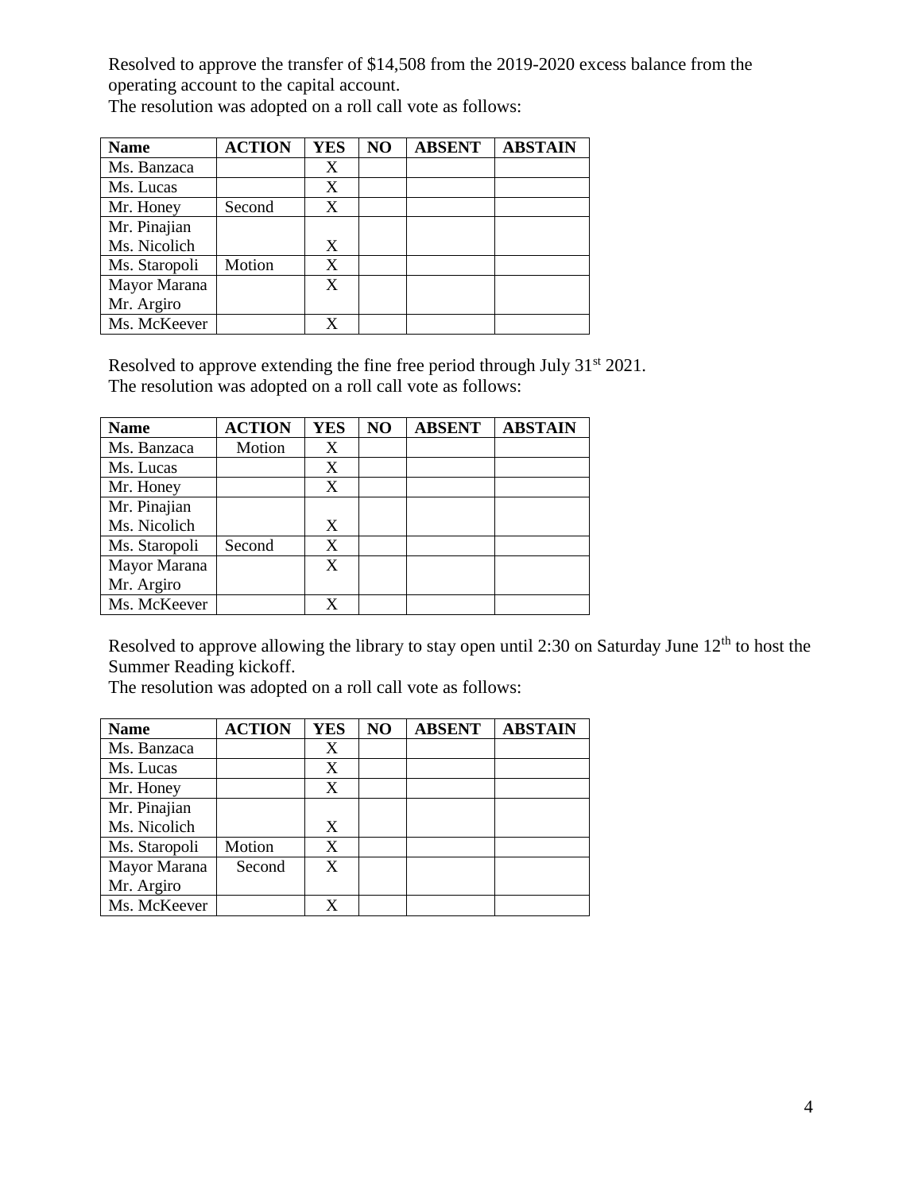Resolved to approve the transfer of $14,508 from the 2019-2020 excess balance from the operating account to the capital account.
The resolution was adopted on a roll call vote as follows:

| Name | ACTION | YES | NO | ABSENT | ABSTAIN |
|---|---|---|---|---|---|
| Ms. Banzaca | | X | | | |
| Ms. Lucas | | X | | | |
| Mr. Honey | Second | X | | | |
| Mr. Pinajian | | | | | |
| Ms. Nicolich | | X | | | |
| Ms. Staropoli | Motion | X | | | |
| Mayor Marana | | X | | | |
| Mr. Argiro | | | | | |
| Ms. McKeever | | X | | | |

Resolved to approve extending the fine free period through July 31st 2021.
The resolution was adopted on a roll call vote as follows:

| Name | ACTION | YES | NO | ABSENT | ABSTAIN |
|---|---|---|---|---|---|
| Ms. Banzaca | Motion | X | | | |
| Ms. Lucas | | X | | | |
| Mr. Honey | | X | | | |
| Mr. Pinajian | | | | | |
| Ms. Nicolich | | X | | | |
| Ms. Staropoli | Second | X | | | |
| Mayor Marana | | X | | | |
| Mr. Argiro | | | | | |
| Ms. McKeever | | X | | | |

Resolved to approve allowing the library to stay open until 2:30 on Saturday June 12th to host the Summer Reading kickoff.
The resolution was adopted on a roll call vote as follows:

| Name | ACTION | YES | NO | ABSENT | ABSTAIN |
|---|---|---|---|---|---|
| Ms. Banzaca | | X | | | |
| Ms. Lucas | | X | | | |
| Mr. Honey | | X | | | |
| Mr. Pinajian | | | | | |
| Ms. Nicolich | | X | | | |
| Ms. Staropoli | Motion | X | | | |
| Mayor Marana | Second | X | | | |
| Mr. Argiro | | | | | |
| Ms. McKeever | | X | | | |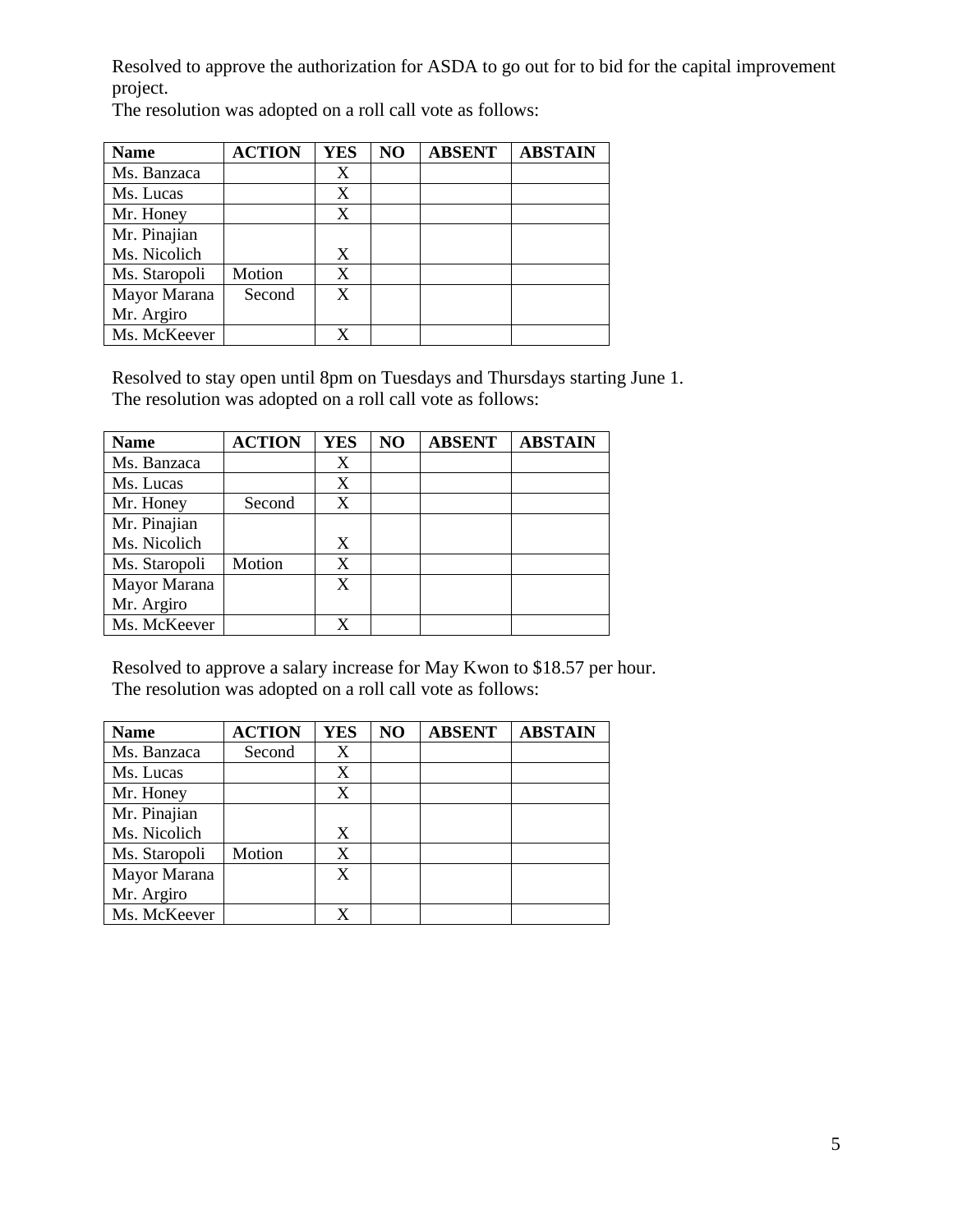Resolved to approve the authorization for ASDA to go out for to bid for the capital improvement project.
The resolution was adopted on a roll call vote as follows:

| Name | ACTION | YES | NO | ABSENT | ABSTAIN |
|---|---|---|---|---|---|
| Ms. Banzaca | | X | | | |
| Ms. Lucas | | X | | | |
| Mr. Honey | | X | | | |
| Mr. Pinajian | | | | | |
| Ms. Nicolich | | X | | | |
| Ms. Staropoli | Motion | X | | | |
| Mayor Marana | Second | X | | | |
| Mr. Argiro | | | | | |
| Ms. McKeever | | X | | | |

Resolved to stay open until 8pm on Tuesdays and Thursdays starting June 1.
The resolution was adopted on a roll call vote as follows:

| Name | ACTION | YES | NO | ABSENT | ABSTAIN |
|---|---|---|---|---|---|
| Ms. Banzaca | | X | | | |
| Ms. Lucas | | X | | | |
| Mr. Honey | Second | X | | | |
| Mr. Pinajian | | | | | |
| Ms. Nicolich | | X | | | |
| Ms. Staropoli | Motion | X | | | |
| Mayor Marana | | X | | | |
| Mr. Argiro | | | | | |
| Ms. McKeever | | X | | | |

Resolved to approve a salary increase for May Kwon to $18.57 per hour.
The resolution was adopted on a roll call vote as follows:

| Name | ACTION | YES | NO | ABSENT | ABSTAIN |
|---|---|---|---|---|---|
| Ms. Banzaca | Second | X | | | |
| Ms. Lucas | | X | | | |
| Mr. Honey | | X | | | |
| Mr. Pinajian | | | | | |
| Ms. Nicolich | | X | | | |
| Ms. Staropoli | Motion | X | | | |
| Mayor Marana | | X | | | |
| Mr. Argiro | | | | | |
| Ms. McKeever | | X | | | |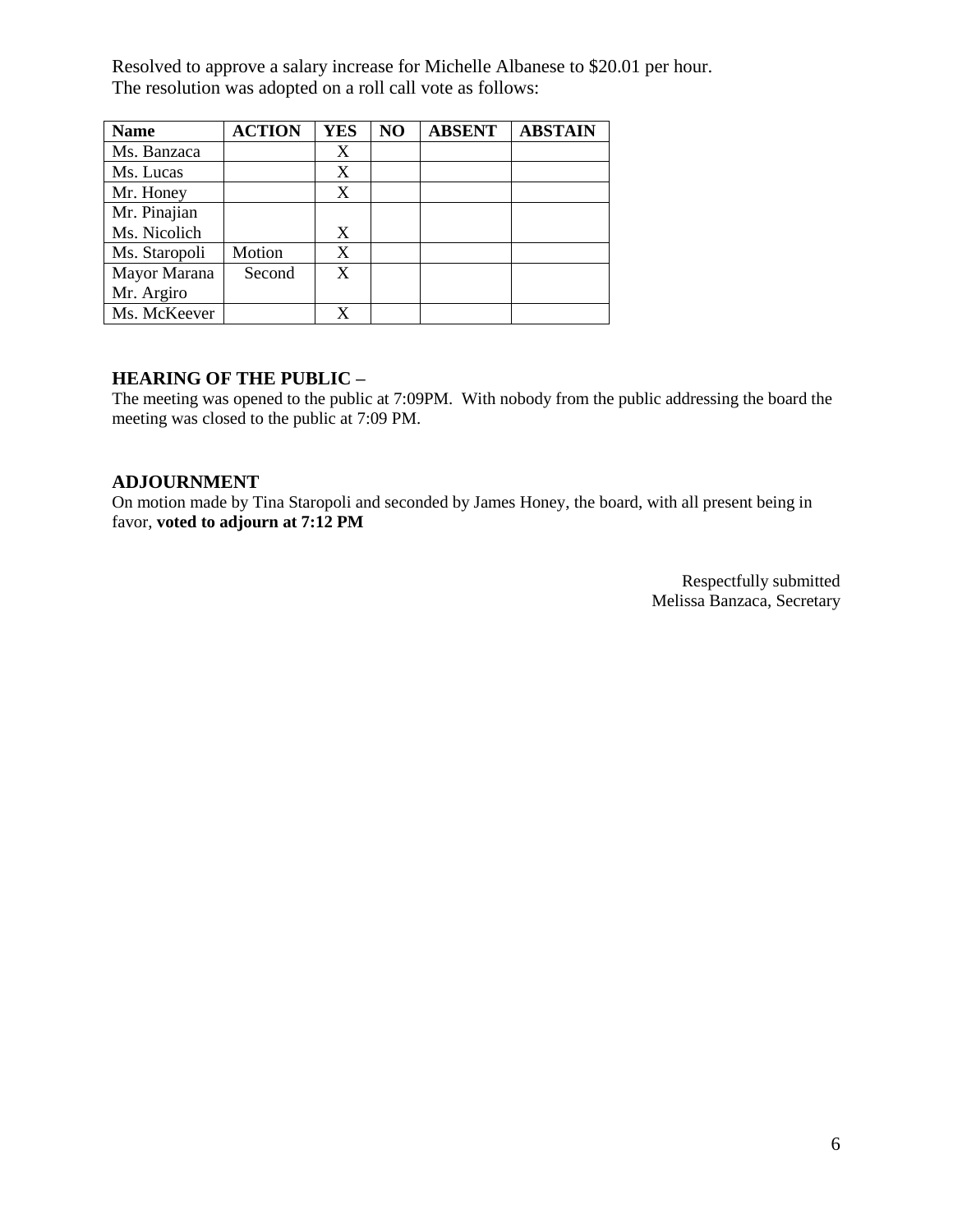Resolved to approve a salary increase for Michelle Albanese to $20.01 per hour.
The resolution was adopted on a roll call vote as follows:

| Name | ACTION | YES | NO | ABSENT | ABSTAIN |
|---|---|---|---|---|---|
| Ms. Banzaca | | X | | | |
| Ms. Lucas | | X | | | |
| Mr. Honey | | X | | | |
| Mr. Pinajian | | | | | |
| Ms. Nicolich | | X | | | |
| Ms. Staropoli | Motion | X | | | |
| Mayor Marana | Second | X | | | |
| Mr. Argiro | | | | | |
| Ms. McKeever | | X | | | |

## HEARING OF THE PUBLIC –

The meeting was opened to the public at 7:09PM. With nobody from the public addressing the board the meeting was closed to the public at 7:09 PM.

## ADJOURNMENT

On motion made by Tina Staropoli and seconded by James Honey, the board, with all present being in favor, **voted to adjourn at 7:12 PM**

Respectfully submitted
Melissa Banzaca, Secretary